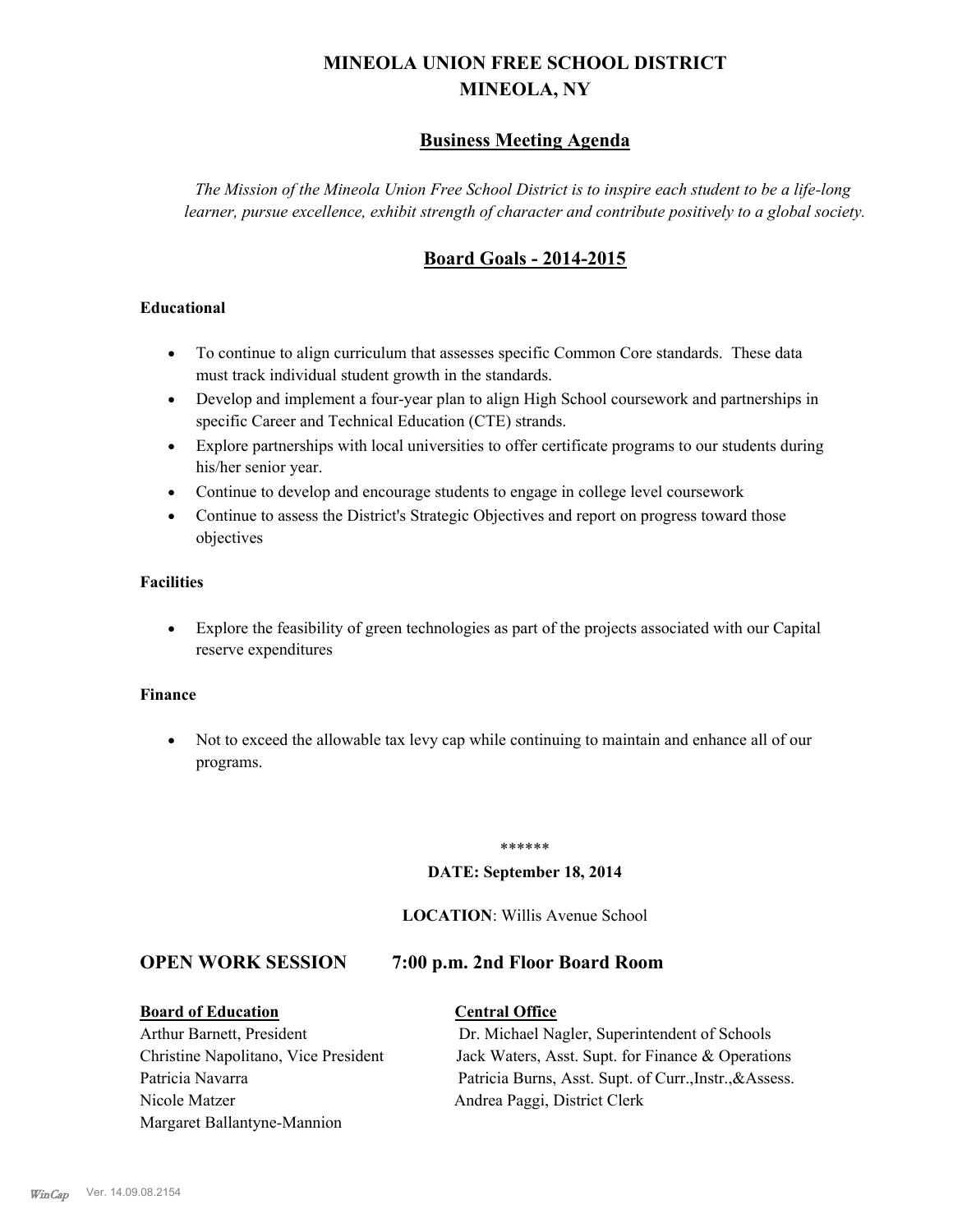# MINEOLA UNION FREE SCHOOL DISTRICT
# MINEOLA, NY

## Business Meeting Agenda

*The Mission of the Mineola Union Free School District is to inspire each student to be a life-long learner, pursue excellence, exhibit strength of character and contribute positively to a global society.*

## Board Goals - 2014-2015

### Educational

- To continue to align curriculum that assesses specific Common Core standards. These data must track individual student growth in the standards.
- Develop and implement a four-year plan to align High School coursework and partnerships in specific Career and Technical Education (CTE) strands.
- Explore partnerships with local universities to offer certificate programs to our students during his/her senior year.
- Continue to develop and encourage students to engage in college level coursework
- Continue to assess the District's Strategic Objectives and report on progress toward those objectives

### Facilities

- Explore the feasibility of green technologies as part of the projects associated with our Capital reserve expenditures

### Finance

- Not to exceed the allowable tax levy cap while continuing to maintain and enhance all of our programs.

\*\*\*\*\*\*

**DATE: September 18, 2014**

**LOCATION**: Willis Avenue School

## OPEN WORK SESSION 7:00 p.m. 2nd Floor Board Room

| **Board of Education** | **Central Office** |
|---|---|
| Arthur Barnett, President | Dr. Michael Nagler, Superintendent of Schools |
| Christine Napolitano, Vice President | Jack Waters, Asst. Supt. for Finance & Operations |
| Patricia Navarra | Patricia Burns, Asst. Supt. of Curr.,Instr.,&Assess. |
| Nicole Matzer | Andrea Paggi, District Clerk |
| Margaret Ballantyne-Mannion | |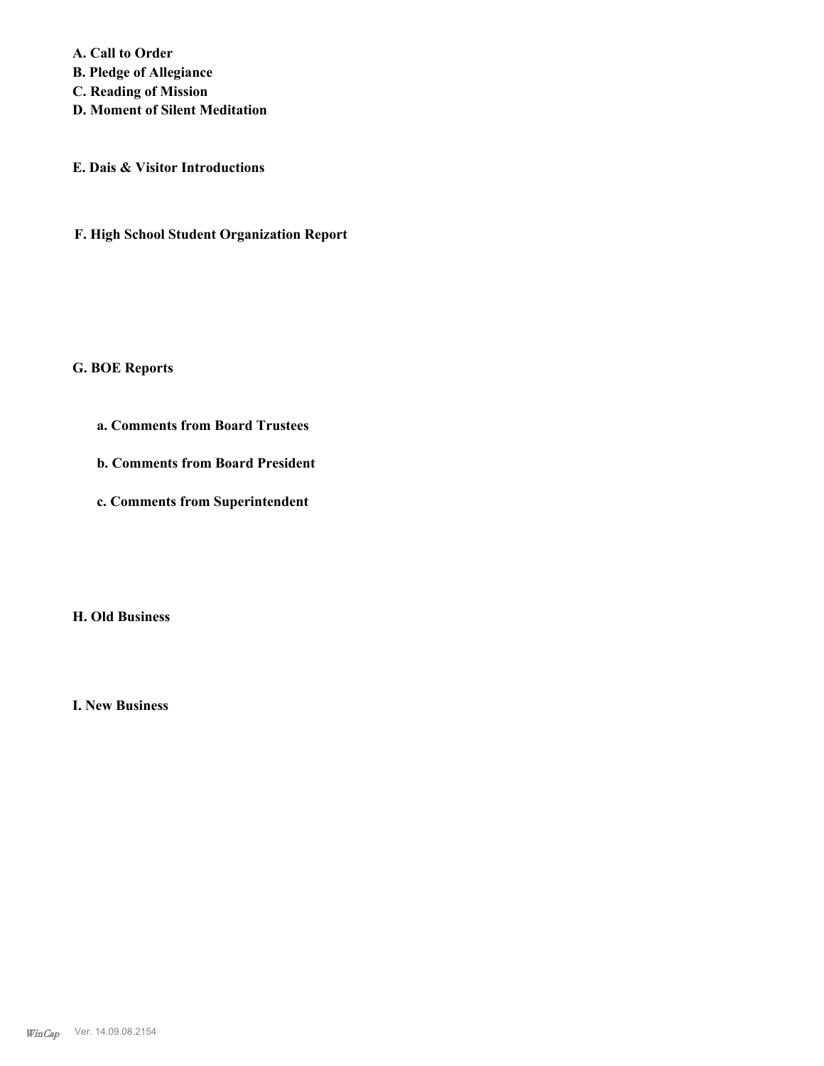**A. Call to Order**
**B. Pledge of Allegiance**
**C. Reading of Mission**
**D. Moment of Silent Meditation**

**E. Dais & Visitor Introductions**

**F. High School Student Organization Report**

**G. BOE Reports**

**a. Comments from Board Trustees**

**b. Comments from Board President**

**c. Comments from Superintendent**

**H. Old Business**

**I. New Business**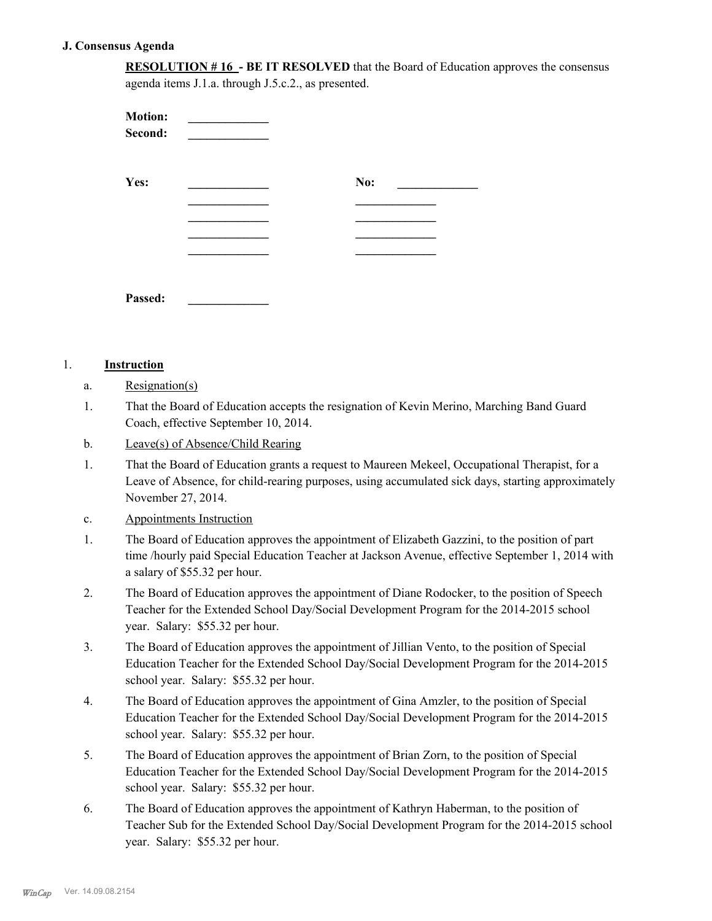## J. Consensus Agenda

**RESOLUTION # 16 - BE IT RESOLVED** that the Board of Education approves the consensus agenda items J.1.a. through J.5.c.2., as presented.

**Motion:** _____________
**Second:** _____________

**Yes:** _____________ **No:** _____________
_____________ _____________
_____________ _____________
_____________ _____________
_____________ _____________

**Passed:** _____________

1. **Instruction**

a. Resignation(s)

1. That the Board of Education accepts the resignation of Kevin Merino, Marching Band Guard Coach, effective September 10, 2014.

b. Leave(s) of Absence/Child Rearing

1. That the Board of Education grants a request to Maureen Mekeel, Occupational Therapist, for a Leave of Absence, for child-rearing purposes, using accumulated sick days, starting approximately November 27, 2014.

c. Appointments Instruction

1. The Board of Education approves the appointment of Elizabeth Gazzini, to the position of part time /hourly paid Special Education Teacher at Jackson Avenue, effective September 1, 2014 with a salary of $55.32 per hour.
2. The Board of Education approves the appointment of Diane Rodocker, to the position of Speech Teacher for the Extended School Day/Social Development Program for the 2014-2015 school year. Salary: $55.32 per hour.
3. The Board of Education approves the appointment of Jillian Vento, to the position of Special Education Teacher for the Extended School Day/Social Development Program for the 2014-2015 school year. Salary: $55.32 per hour.
4. The Board of Education approves the appointment of Gina Amzler, to the position of Special Education Teacher for the Extended School Day/Social Development Program for the 2014-2015 school year. Salary: $55.32 per hour.
5. The Board of Education approves the appointment of Brian Zorn, to the position of Special Education Teacher for the Extended School Day/Social Development Program for the 2014-2015 school year. Salary: $55.32 per hour.
6. The Board of Education approves the appointment of Kathryn Haberman, to the position of Teacher Sub for the Extended School Day/Social Development Program for the 2014-2015 school year. Salary: $55.32 per hour.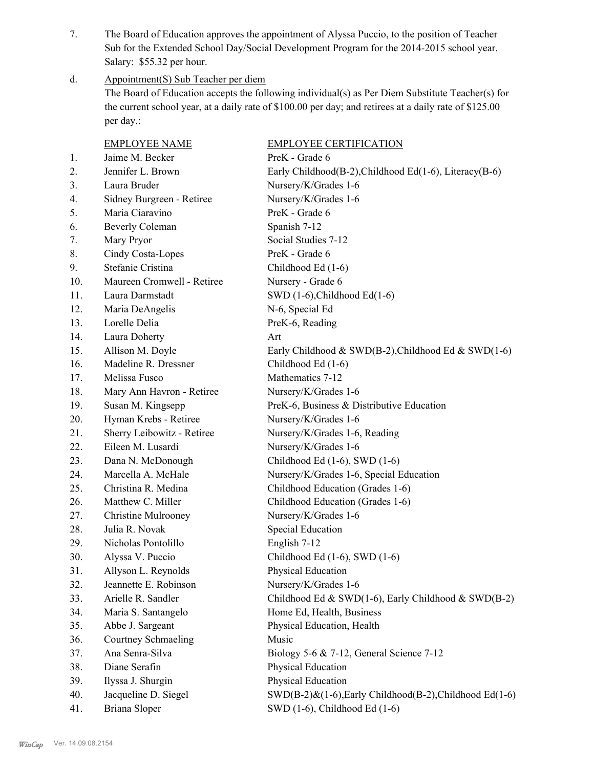7. The Board of Education approves the appointment of Alyssa Puccio, to the position of Teacher Sub for the Extended School Day/Social Development Program for the 2014-2015 school year. Salary: $55.32 per hour.

d. Appointment(S) Sub Teacher per diem

The Board of Education accepts the following individual(s) as Per Diem Substitute Teacher(s) for the current school year, at a daily rate of $100.00 per day; and retirees at a daily rate of $125.00 per day.:

| | EMPLOYEE NAME | EMPLOYEE CERTIFICATION |
|---|---|---|
| 1. | Jaime M. Becker | PreK - Grade 6 |
| 2. | Jennifer L. Brown | Early Childhood(B-2),Childhood Ed(1-6), Literacy(B-6) |
| 3. | Laura Bruder | Nursery/K/Grades 1-6 |
| 4. | Sidney Burgreen - Retiree | Nursery/K/Grades 1-6 |
| 5. | Maria Ciaravino | PreK - Grade 6 |
| 6. | Beverly Coleman | Spanish 7-12 |
| 7. | Mary Pryor | Social Studies 7-12 |
| 8. | Cindy Costa-Lopes | PreK - Grade 6 |
| 9. | Stefanie Cristina | Childhood Ed (1-6) |
| 10. | Maureen Cromwell - Retiree | Nursery - Grade 6 |
| 11. | Laura Darmstadt | SWD (1-6),Childhood Ed(1-6) |
| 12. | Maria DeAngelis | N-6, Special Ed |
| 13. | Lorelle Delia | PreK-6, Reading |
| 14. | Laura Doherty | Art |
| 15. | Allison M. Doyle | Early Childhood & SWD(B-2),Childhood Ed & SWD(1-6) |
| 16. | Madeline R. Dressner | Childhood Ed (1-6) |
| 17. | Melissa Fusco | Mathematics 7-12 |
| 18. | Mary Ann Havron - Retiree | Nursery/K/Grades 1-6 |
| 19. | Susan M. Kingsepp | PreK-6, Business & Distributive Education |
| 20. | Hyman Krebs - Retiree | Nursery/K/Grades 1-6 |
| 21. | Sherry Leibowitz - Retiree | Nursery/K/Grades 1-6, Reading |
| 22. | Eileen M. Lusardi | Nursery/K/Grades 1-6 |
| 23. | Dana N. McDonough | Childhood Ed (1-6), SWD (1-6) |
| 24. | Marcella A. McHale | Nursery/K/Grades 1-6, Special Education |
| 25. | Christina R. Medina | Childhood Education (Grades 1-6) |
| 26. | Matthew C. Miller | Childhood Education (Grades 1-6) |
| 27. | Christine Mulrooney | Nursery/K/Grades 1-6 |
| 28. | Julia R. Novak | Special Education |
| 29. | Nicholas Pontolillo | English 7-12 |
| 30. | Alyssa V. Puccio | Childhood Ed (1-6), SWD (1-6) |
| 31. | Allyson L. Reynolds | Physical Education |
| 32. | Jeannette E. Robinson | Nursery/K/Grades 1-6 |
| 33. | Arielle R. Sandler | Childhood Ed & SWD(1-6), Early Childhood & SWD(B-2) |
| 34. | Maria S. Santangelo | Home Ed, Health, Business |
| 35. | Abbe J. Sargeant | Physical Education, Health |
| 36. | Courtney Schmaeling | Music |
| 37. | Ana Senra-Silva | Biology 5-6 & 7-12, General Science 7-12 |
| 38. | Diane Serafin | Physical Education |
| 39. | Ilyssa J. Shurgin | Physical Education |
| 40. | Jacqueline D. Siegel | SWD(B-2)&(1-6),Early Childhood(B-2),Childhood Ed(1-6) |
| 41. | Briana Sloper | SWD (1-6), Childhood Ed (1-6) |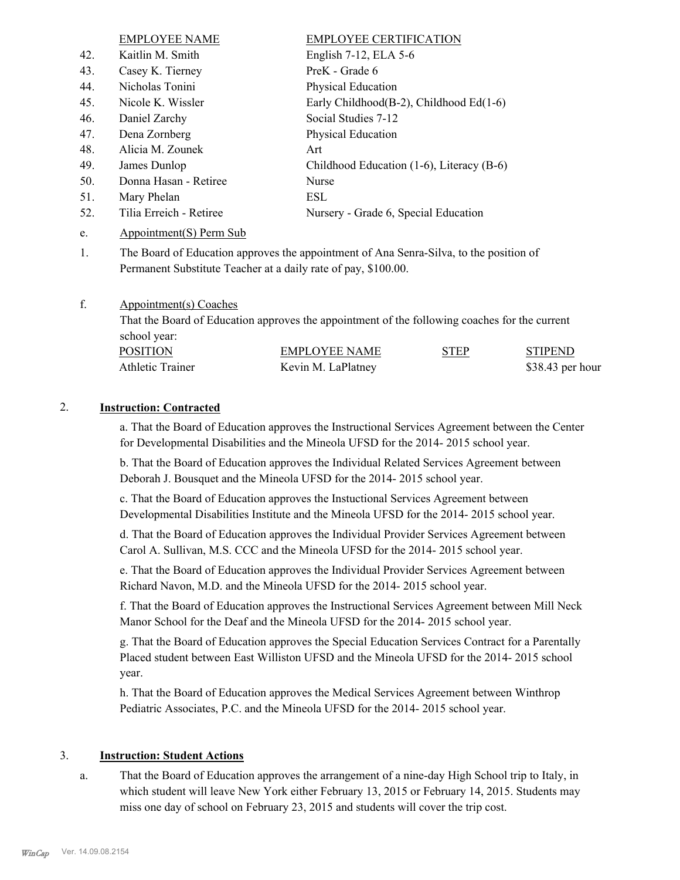| | EMPLOYEE NAME | EMPLOYEE CERTIFICATION |
|---|---|---|
| 42. | Kaitlin M. Smith | English 7-12, ELA 5-6 |
| 43. | Casey K. Tierney | PreK - Grade 6 |
| 44. | Nicholas Tonini | Physical Education |
| 45. | Nicole K. Wissler | Early Childhood(B-2), Childhood Ed(1-6) |
| 46. | Daniel Zarchy | Social Studies 7-12 |
| 47. | Dena Zornberg | Physical Education |
| 48. | Alicia M. Zounek | Art |
| 49. | James Dunlop | Childhood Education (1-6), Literacy (B-6) |
| 50. | Donna Hasan - Retiree | Nurse |
| 51. | Mary Phelan | ESL |
| 52. | Tilia Erreich - Retiree | Nursery - Grade 6, Special Education |

e. Appointment(S) Perm Sub

1. The Board of Education approves the appointment of Ana Senra-Silva, to the position of Permanent Substitute Teacher at a daily rate of pay, $100.00.

f. Appointment(s) Coaches

That the Board of Education approves the appointment of the following coaches for the current school year:

| POSITION | EMPLOYEE NAME | STEP | STIPEND |
|---|---|---|---|
| Athletic Trainer | Kevin M. LaPlatney | | $38.43 per hour |

## 2. Instruction: Contracted

a. That the Board of Education approves the Instructional Services Agreement between the Center for Developmental Disabilities and the Mineola UFSD for the 2014- 2015 school year.

b. That the Board of Education approves the Individual Related Services Agreement between Deborah J. Bousquet and the Mineola UFSD for the 2014- 2015 school year.

c. That the Board of Education approves the Instuctional Services Agreement between Developmental Disabilities Institute and the Mineola UFSD for the 2014- 2015 school year.

d. That the Board of Education approves the Individual Provider Services Agreement between Carol A. Sullivan, M.S. CCC and the Mineola UFSD for the 2014- 2015 school year.

e. That the Board of Education approves the Individual Provider Services Agreement between Richard Navon, M.D. and the Mineola UFSD for the 2014- 2015 school year.

f. That the Board of Education approves the Instructional Services Agreement between Mill Neck Manor School for the Deaf and the Mineola UFSD for the 2014- 2015 school year.

g. That the Board of Education approves the Special Education Services Contract for a Parentally Placed student between East Williston UFSD and the Mineola UFSD for the 2014- 2015 school year.

h. That the Board of Education approves the Medical Services Agreement between Winthrop Pediatric Associates, P.C. and the Mineola UFSD for the 2014- 2015 school year.

## 3. Instruction: Student Actions

a. That the Board of Education approves the arrangement of a nine-day High School trip to Italy, in which student will leave New York either February 13, 2015 or February 14, 2015. Students may miss one day of school on February 23, 2015 and students will cover the trip cost.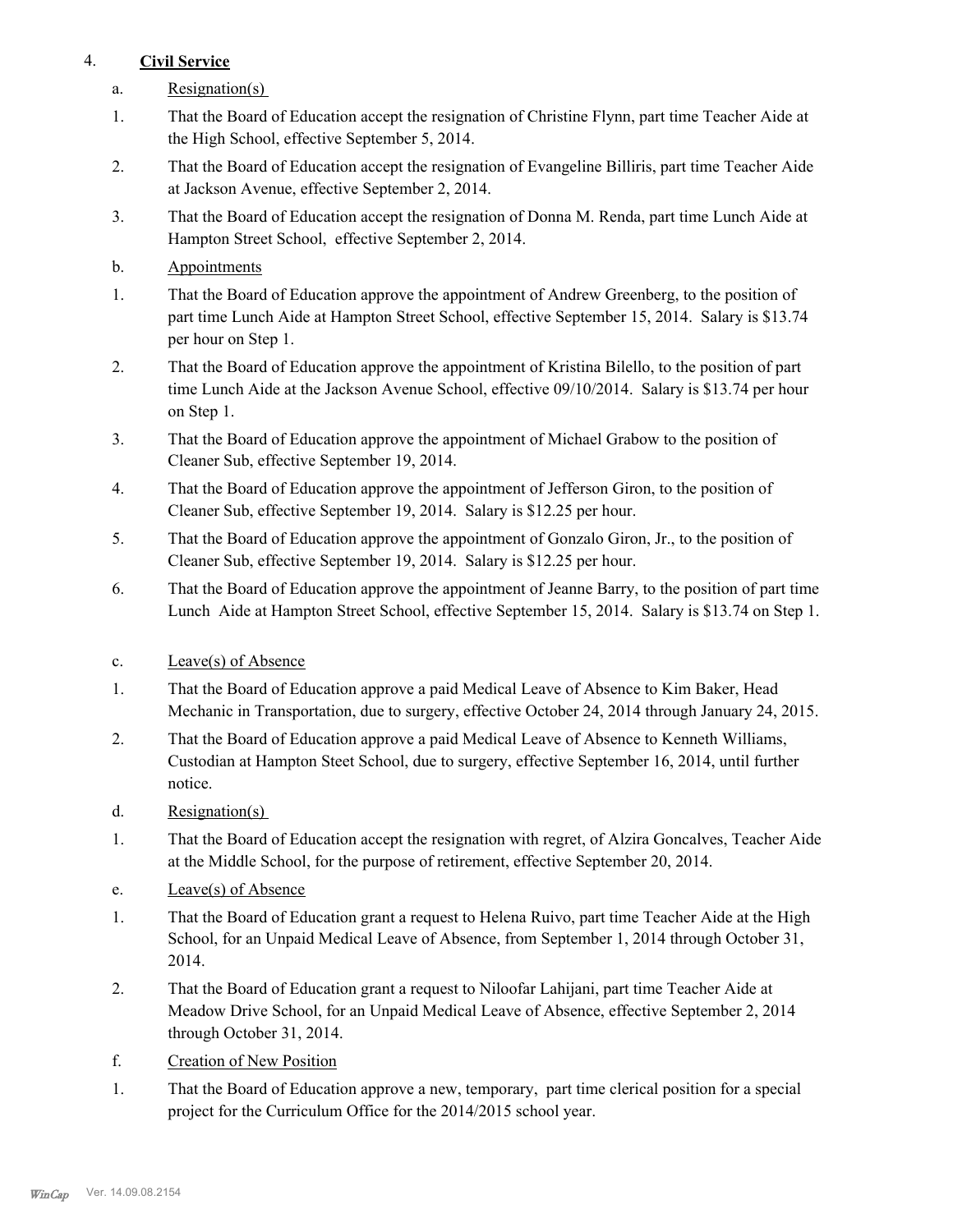4. **Civil Service**

a. Resignation(s)

1. That the Board of Education accept the resignation of Christine Flynn, part time Teacher Aide at the High School, effective September 5, 2014.

2. That the Board of Education accept the resignation of Evangeline Billiris, part time Teacher Aide at Jackson Avenue, effective September 2, 2014.

3. That the Board of Education accept the resignation of Donna M. Renda, part time Lunch Aide at Hampton Street School, effective September 2, 2014.

b. Appointments

1. That the Board of Education approve the appointment of Andrew Greenberg, to the position of part time Lunch Aide at Hampton Street School, effective September 15, 2014. Salary is $13.74 per hour on Step 1.

2. That the Board of Education approve the appointment of Kristina Bilello, to the position of part time Lunch Aide at the Jackson Avenue School, effective 09/10/2014. Salary is $13.74 per hour on Step 1.

3. That the Board of Education approve the appointment of Michael Grabow to the position of Cleaner Sub, effective September 19, 2014.

4. That the Board of Education approve the appointment of Jefferson Giron, to the position of Cleaner Sub, effective September 19, 2014. Salary is $12.25 per hour.

5. That the Board of Education approve the appointment of Gonzalo Giron, Jr., to the position of Cleaner Sub, effective September 19, 2014. Salary is $12.25 per hour.

6. That the Board of Education approve the appointment of Jeanne Barry, to the position of part time Lunch Aide at Hampton Street School, effective September 15, 2014. Salary is $13.74 on Step 1.

c. Leave(s) of Absence

1. That the Board of Education approve a paid Medical Leave of Absence to Kim Baker, Head Mechanic in Transportation, due to surgery, effective October 24, 2014 through January 24, 2015.

2. That the Board of Education approve a paid Medical Leave of Absence to Kenneth Williams, Custodian at Hampton Steet School, due to surgery, effective September 16, 2014, until further notice.

d. Resignation(s)

1. That the Board of Education accept the resignation with regret, of Alzira Goncalves, Teacher Aide at the Middle School, for the purpose of retirement, effective September 20, 2014.

e. Leave(s) of Absence

1. That the Board of Education grant a request to Helena Ruivo, part time Teacher Aide at the High School, for an Unpaid Medical Leave of Absence, from September 1, 2014 through October 31, 2014.

2. That the Board of Education grant a request to Niloofar Lahijani, part time Teacher Aide at Meadow Drive School, for an Unpaid Medical Leave of Absence, effective September 2, 2014 through October 31, 2014.

f. Creation of New Position

1. That the Board of Education approve a new, temporary, part time clerical position for a special project for the Curriculum Office for the 2014/2015 school year.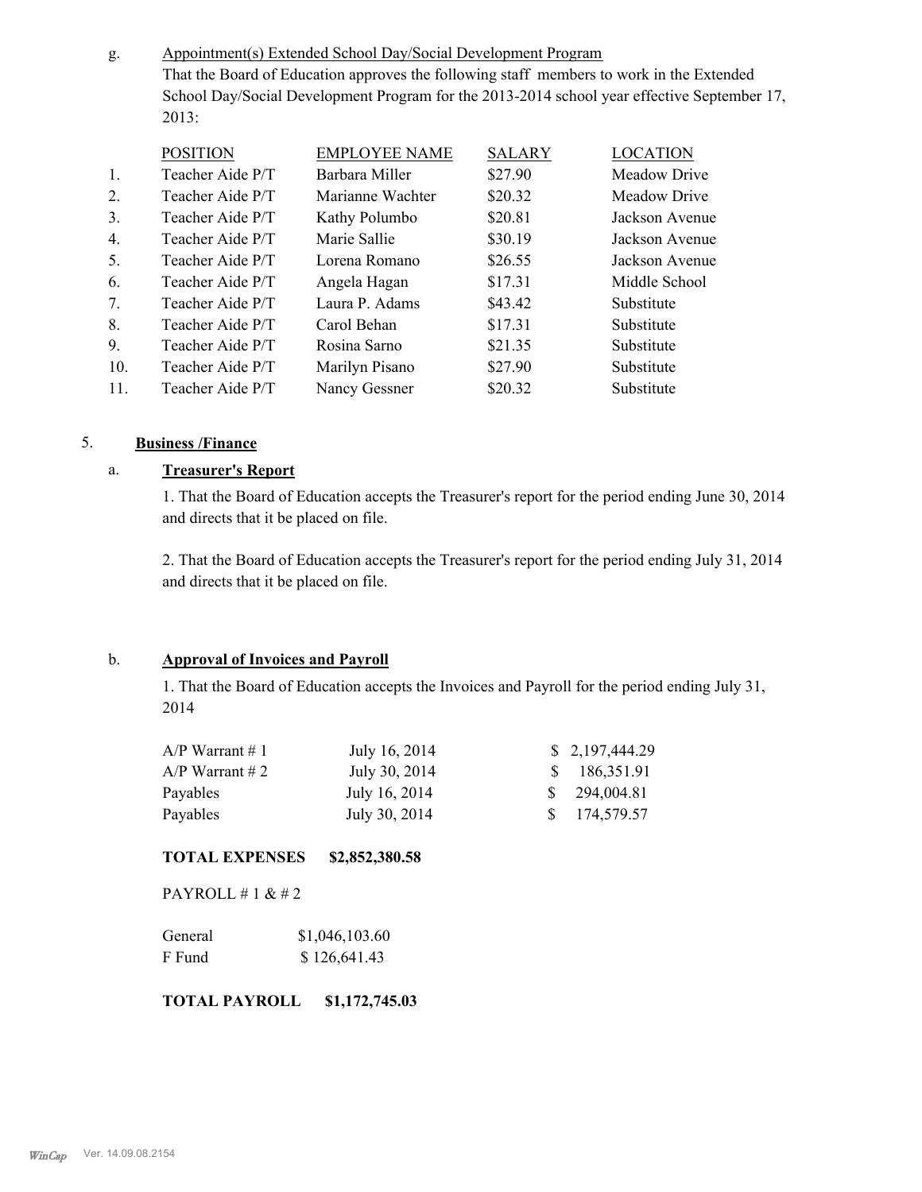g. Appointment(s) Extended School Day/Social Development Program

That the Board of Education approves the following staff members to work in the Extended School Day/Social Development Program for the 2013-2014 school year effective September 17, 2013:

| | POSITION | EMPLOYEE NAME | SALARY | LOCATION |
|---|---|---|---|---|
| 1. | Teacher Aide P/T | Barbara Miller | $27.90 | Meadow Drive |
| 2. | Teacher Aide P/T | Marianne Wachter | $20.32 | Meadow Drive |
| 3. | Teacher Aide P/T | Kathy Polumbo | $20.81 | Jackson Avenue |
| 4. | Teacher Aide P/T | Marie Sallie | $30.19 | Jackson Avenue |
| 5. | Teacher Aide P/T | Lorena Romano | $26.55 | Jackson Avenue |
| 6. | Teacher Aide P/T | Angela Hagan | $17.31 | Middle School |
| 7. | Teacher Aide P/T | Laura P. Adams | $43.42 | Substitute |
| 8. | Teacher Aide P/T | Carol Behan | $17.31 | Substitute |
| 9. | Teacher Aide P/T | Rosina Sarno | $21.35 | Substitute |
| 10. | Teacher Aide P/T | Marilyn Pisano | $27.90 | Substitute |
| 11. | Teacher Aide P/T | Nancy Gessner | $20.32 | Substitute |

## 5. Business /Finance

### a. Treasurer's Report

1. That the Board of Education accepts the Treasurer's report for the period ending June 30, 2014 and directs that it be placed on file.

2. That the Board of Education accepts the Treasurer's report for the period ending July 31, 2014 and directs that it be placed on file.

### b. Approval of Invoices and Payroll

1. That the Board of Education accepts the Invoices and Payroll for the period ending July 31, 2014

| | | |
|---|---|---|
| A/P Warrant # 1 | July 16, 2014 | $ 2,197,444.29 |
| A/P Warrant # 2 | July 30, 2014 | $ 186,351.91 |
| Payables | July 16, 2014 | $ 294,004.81 |
| Payables | July 30, 2014 | $ 174,579.57 |

**TOTAL EXPENSES $2,852,380.58**

PAYROLL # 1 & # 2

| | |
|---|---|
| General | $1,046,103.60 |
| F Fund | $ 126,641.43 |

**TOTAL PAYROLL $1,172,745.03**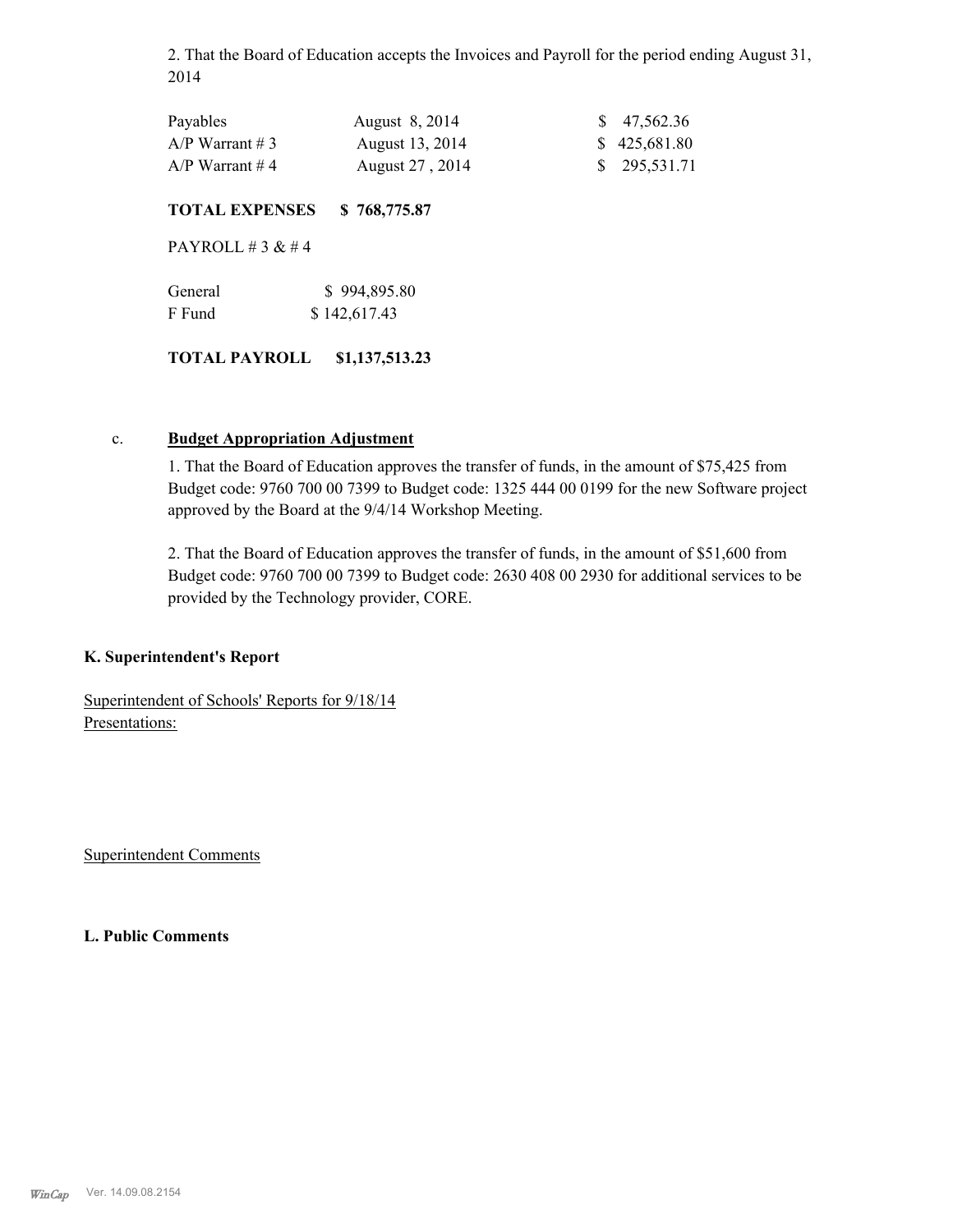2. That the Board of Education accepts the Invoices and Payroll for the period ending August 31, 2014

| | | |
|---|---|---|
| Payables | August 8, 2014 | $ 47,562.36 |
| A/P Warrant # 3 | August 13, 2014 | $ 425,681.80 |
| A/P Warrant # 4 | August 27 , 2014 | $ 295,531.71 |

**TOTAL EXPENSES $ 768,775.87**

PAYROLL # 3 & # 4

| | |
|---|---|
| General | $ 994,895.80 |
| F Fund | $ 142,617.43 |

**TOTAL PAYROLL $1,137,513.23**

c. **Budget Appropriation Adjustment**

1. That the Board of Education approves the transfer of funds, in the amount of $75,425 from Budget code: 9760 700 00 7399 to Budget code: 1325 444 00 0199 for the new Software project approved by the Board at the 9/4/14 Workshop Meeting.

2. That the Board of Education approves the transfer of funds, in the amount of $51,600 from Budget code: 9760 700 00 7399 to Budget code: 2630 408 00 2930 for additional services to be provided by the Technology provider, CORE.

**K. Superintendent's Report**

Superintendent of Schools' Reports for 9/18/14
Presentations:

Superintendent Comments

**L. Public Comments**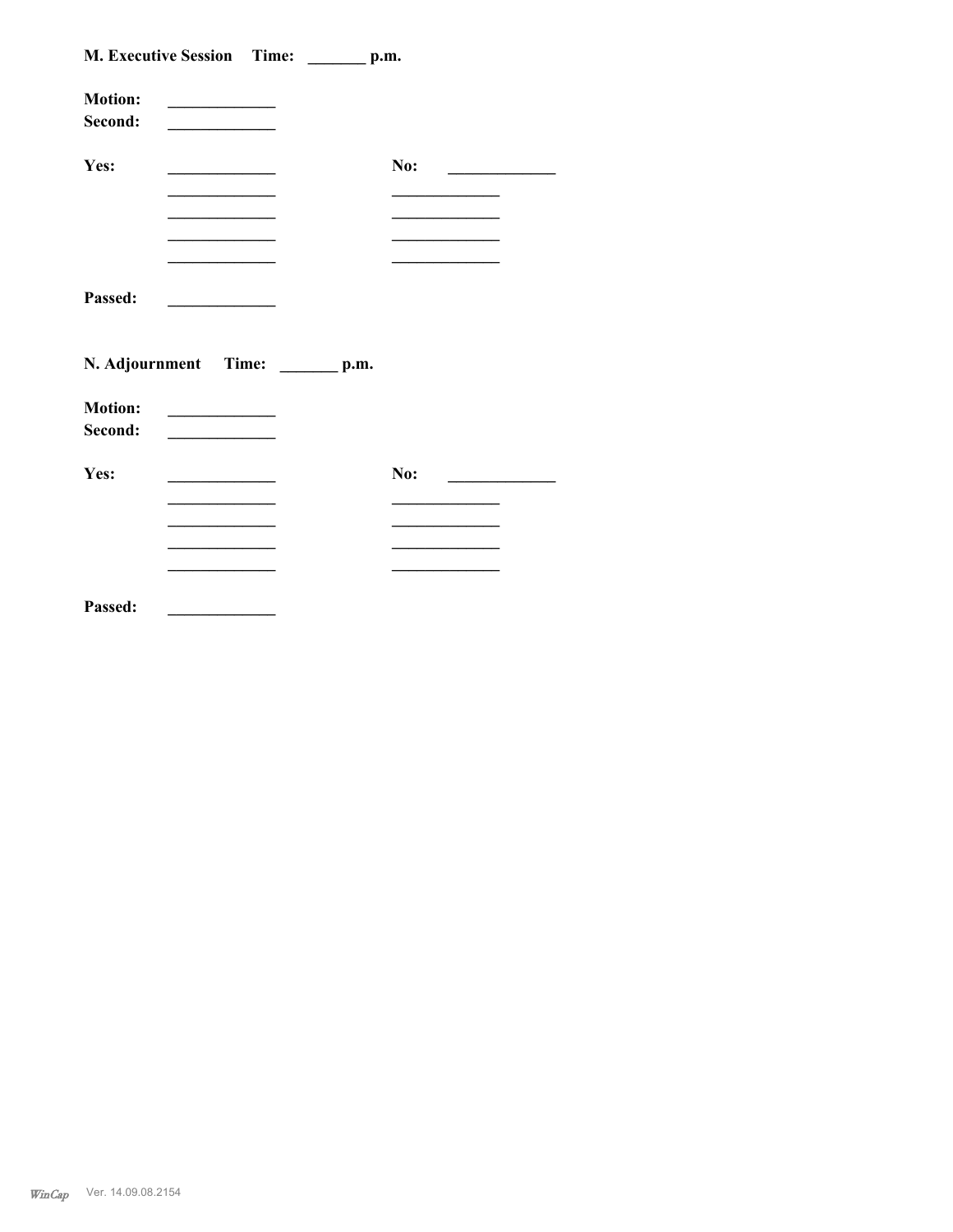**M. Executive Session Time: _______ p.m.**

**Motion:** _____________
**Second:** _____________

| | | | |
|---|---|---|---|
| **Yes:** | _____________ | **No:** | _____________ |
| | _____________ | | _____________ |
| | _____________ | | _____________ |
| | _____________ | | _____________ |
| | _____________ | | _____________ |

**Passed:** _____________

**N. Adjournment Time: _______ p.m.**

**Motion:** _____________
**Second:** _____________

| | | | |
|---|---|---|---|
| **Yes:** | _____________ | **No:** | _____________ |
| | _____________ | | _____________ |
| | _____________ | | _____________ |
| | _____________ | | _____________ |
| | _____________ | | _____________ |

**Passed:** _____________